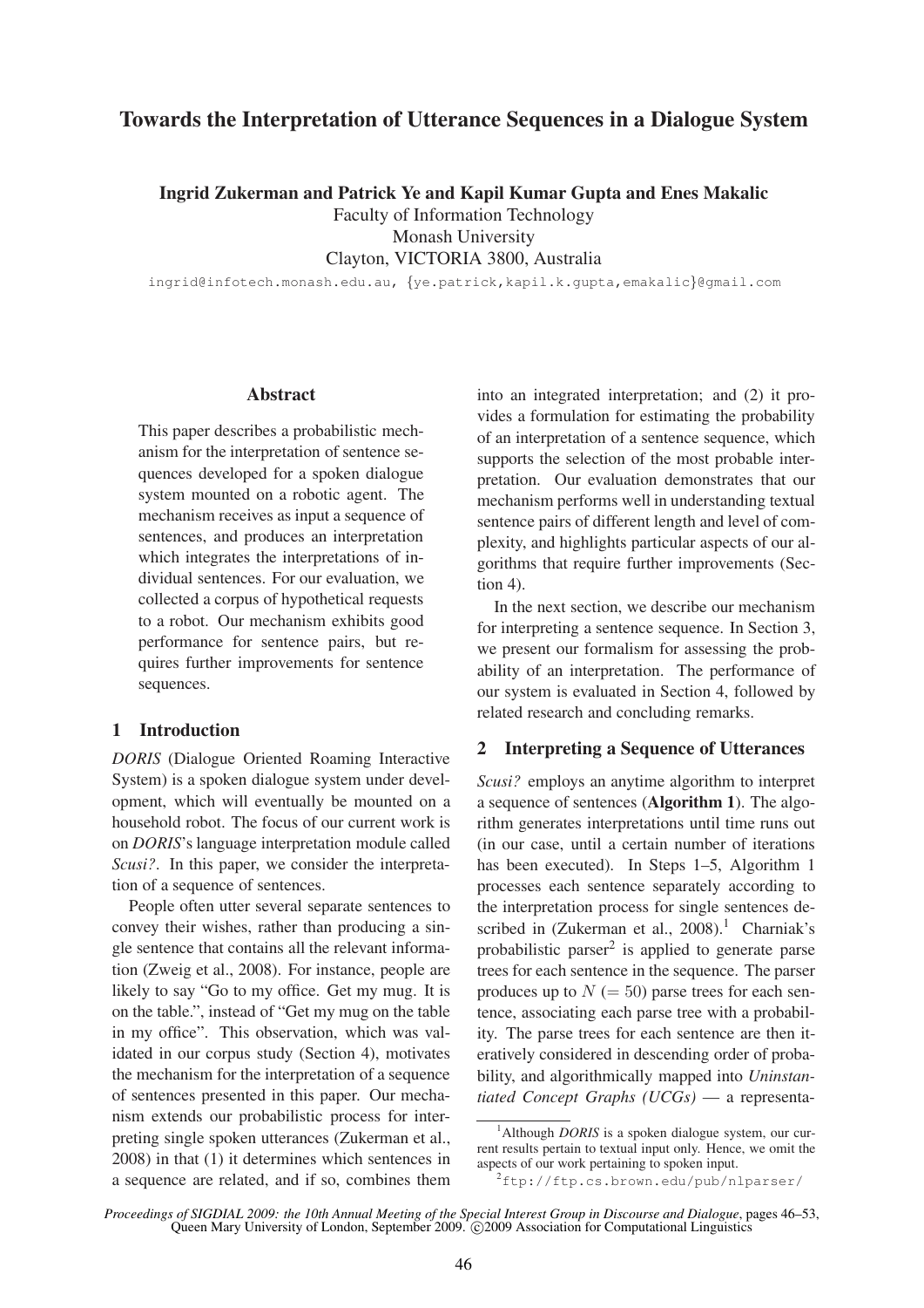# Towards the Interpretation of Utterance Sequences in a Dialogue System

**Ingrid Zukerman and Patrick Ye and Kapil Kumar Gupta and Enes Makalic**
Faculty of Information Technology
Monash University
Clayton, VICTORIA 3800, Australia
ingrid@infotech.monash.edu.au, {ye.patrick,kapil.k.gupta,emakalic}@gmail.com

## Abstract

This paper describes a probabilistic mechanism for the interpretation of sentence sequences developed for a spoken dialogue system mounted on a robotic agent. The mechanism receives as input a sequence of sentences, and produces an interpretation which integrates the interpretations of individual sentences. For our evaluation, we collected a corpus of hypothetical requests to a robot. Our mechanism exhibits good performance for sentence pairs, but requires further improvements for sentence sequences.

## 1 Introduction

*DORIS* (Dialogue Oriented Roaming Interactive System) is a spoken dialogue system under development, which will eventually be mounted on a household robot. The focus of our current work is on *DORIS*'s language interpretation module called *Scusi?*. In this paper, we consider the interpretation of a sequence of sentences.

People often utter several separate sentences to convey their wishes, rather than producing a single sentence that contains all the relevant information (Zweig et al., 2008). For instance, people are likely to say "Go to my office. Get my mug. It is on the table.", instead of "Get my mug on the table in my office". This observation, which was validated in our corpus study (Section 4), motivates the mechanism for the interpretation of a sequence of sentences presented in this paper. Our mechanism extends our probabilistic process for interpreting single spoken utterances (Zukerman et al., 2008) in that (1) it determines which sentences in a sequence are related, and if so, combines them into an integrated interpretation; and (2) it provides a formulation for estimating the probability of an interpretation of a sentence sequence, which supports the selection of the most probable interpretation. Our evaluation demonstrates that our mechanism performs well in understanding textual sentence pairs of different length and level of complexity, and highlights particular aspects of our algorithms that require further improvements (Section 4).

In the next section, we describe our mechanism for interpreting a sentence sequence. In Section 3, we present our formalism for assessing the probability of an interpretation. The performance of our system is evaluated in Section 4, followed by related research and concluding remarks.

## 2 Interpreting a Sequence of Utterances

*Scusi?* employs an anytime algorithm to interpret a sequence of sentences (**Algorithm 1**). The algorithm generates interpretations until time runs out (in our case, until a certain number of iterations has been executed). In Steps 1–5, Algorithm 1 processes each sentence separately according to the interpretation process for single sentences described in (Zukerman et al., 2008).[1] Charniak's probabilistic parser[2] is applied to generate parse trees for each sentence in the sequence. The parser produces up to $N$ $(= 50)$ parse trees for each sentence, associating each parse tree with a probability. The parse trees for each sentence are then iteratively considered in descending order of probability, and algorithmically mapped into *Uninstantiated Concept Graphs (UCGs)* — a representa-

[1]Although *DORIS* is a spoken dialogue system, our current results pertain to textual input only. Hence, we omit the aspects of our work pertaining to spoken input.

[2]ftp://ftp.cs.brown.edu/pub/nlparser/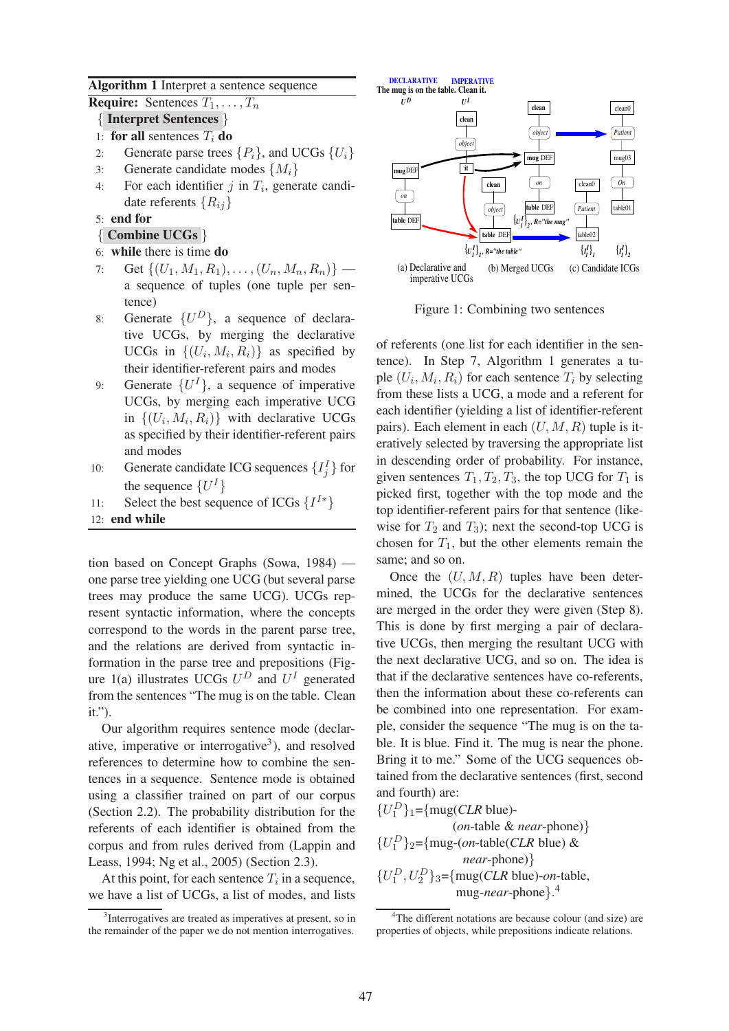**Algorithm 1** Interpret a sentence sequence

**Require:** Sentences $T_1, \ldots, T_n$

{ **Interpret Sentences** }

1: **for all** sentences $T_i$ **do**

2: Generate parse trees $\{P_i\}$, and UCGs $\{U_i\}$

3: Generate candidate modes $\{M_i\}$

4: For each identifier $j$ in $T_i$, generate candidate referents $\{R_{ij}\}$

5: **end for**

{ **Combine UCGs** }

6: **while** there is time **do**

7: Get $\{(U_1, M_1, R_1), \ldots, (U_n, M_n, R_n)\}$ — a sequence of tuples (one tuple per sentence)

8: Generate $\{U^D\}$, a sequence of declarative UCGs, by merging the declarative UCGs in $\{(U_i, M_i, R_i)\}$ as specified by their identifier-referent pairs and modes

9: Generate $\{U^I\}$, a sequence of imperative UCGs, by merging each imperative UCG in $\{(U_i, M_i, R_i)\}$ with declarative UCGs as specified by their identifier-referent pairs and modes

10: Generate candidate ICG sequences $\{I^I_j\}$ for the sequence $\{U^I\}$

11: Select the best sequence of ICGs $\{I^{I*}\}$

12: **end while**

tion based on Concept Graphs (Sowa, 1984) — one parse tree yielding one UCG (but several parse trees may produce the same UCG). UCGs represent syntactic information, where the concepts correspond to the words in the parent parse tree, and the relations are derived from syntactic information in the parse tree and prepositions (Figure 1(a) illustrates UCGs $U^D$ and $U^I$ generated from the sentences "The mug is on the table. Clean it.").

Our algorithm requires sentence mode (declarative, imperative or interrogative[3]), and resolved references to determine how to combine the sentences in a sequence. Sentence mode is obtained using a classifier trained on part of our corpus (Section 2.2). The probability distribution for the referents of each identifier is obtained from the corpus and from rules derived from (Lappin and Leass, 1994; Ng et al., 2005) (Section 2.3).

At this point, for each sentence $T_i$ in a sequence, we have a list of UCGs, a list of modes, and lists of referents (one list for each identifier in the sentence). In Step 7, Algorithm 1 generates a tuple $(U_i, M_i, R_i)$ for each sentence $T_i$ by selecting from these lists a UCG, a mode and a referent for each identifier (yielding a list of identifier-referent pairs). Each element in each $(U, M, R)$ tuple is iteratively selected by traversing the appropriate list in descending order of probability. For instance, given sentences $T_1, T_2, T_3$, the top UCG for $T_1$ is picked first, together with the top mode and the top identifier-referent pairs for that sentence (likewise for $T_2$ and $T_3$); next the second-top UCG is chosen for $T_1$, but the other elements remain the same; and so on.

Figure 1: Combining two sentences — (a) Declarative and imperative UCGs; (b) Merged UCGs; (c) Candidate ICGs

Once the $(U, M, R)$ tuples have been determined, the UCGs for the declarative sentences are merged in the order they were given (Step 8). This is done by first merging a pair of declarative UCGs, then merging the resultant UCG with the next declarative UCG, and so on. The idea is that if the declarative sentences have co-referents, then the information about these co-referents can be combined into one representation. For example, consider the sequence "The mug is on the table. It is blue. Find it. The mug is near the phone. Bring it to me." Some of the UCG sequences obtained from the declarative sentences (first, second and fourth) are:

$\{U^D_1\}_1$={mug(*CLR* blue)-(*on*-table & *near*-phone)}

$\{U^D_1\}_2$={mug-(*on*-table(*CLR* blue) & *near*-phone)}

$\{U^D_1, U^D_2\}_3$={mug(*CLR* blue)-*on*-table, mug-*near*-phone}.[4]

[3] Interrogatives are treated as imperatives at present, so in the remainder of the paper we do not mention interrogatives.

[4] The different notations are because colour (and size) are properties of objects, while prepositions indicate relations.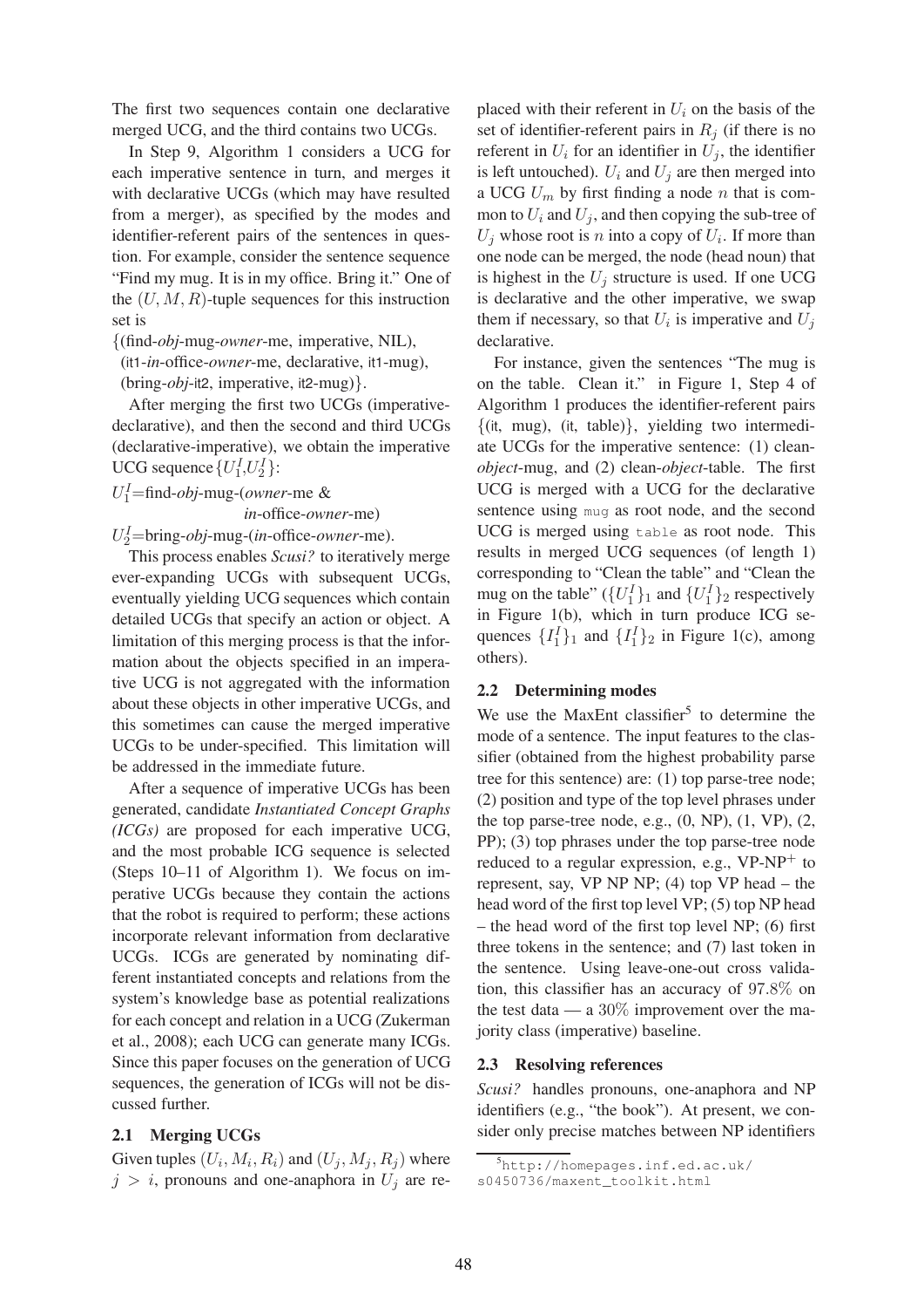The first two sequences contain one declarative merged UCG, and the third contains two UCGs.

In Step 9, Algorithm 1 considers a UCG for each imperative sentence in turn, and merges it with declarative UCGs (which may have resulted from a merger), as specified by the modes and identifier-referent pairs of the sentences in question. For example, consider the sentence sequence "Find my mug. It is in my office. Bring it." One of the $(U, M, R)$-tuple sequences for this instruction set is

{(find-*obj*-mug-*owner*-me, imperative, NIL),
(it1-*in*-office-*owner*-me, declarative, it1-mug),
(bring-*obj*-it2, imperative, it2-mug)}.

After merging the first two UCGs (imperative-declarative), and then the second and third UCGs (declarative-imperative), we obtain the imperative UCG sequence $\{U^I_1, U^I_2\}$:

$U^I_1$=find-*obj*-mug-(*owner*-me & *in*-office-*owner*-me)
$U^I_2$=bring-*obj*-mug-(*in*-office-*owner*-me).

This process enables *Scusi?* to iteratively merge ever-expanding UCGs with subsequent UCGs, eventually yielding UCG sequences which contain detailed UCGs that specify an action or object. A limitation of this merging process is that the information about the objects specified in an imperative UCG is not aggregated with the information about these objects in other imperative UCGs, and this sometimes can cause the merged imperative UCGs to be under-specified. This limitation will be addressed in the immediate future.

After a sequence of imperative UCGs has been generated, candidate *Instantiated Concept Graphs (ICGs)* are proposed for each imperative UCG, and the most probable ICG sequence is selected (Steps 10–11 of Algorithm 1). We focus on imperative UCGs because they contain the actions that the robot is required to perform; these actions incorporate relevant information from declarative UCGs. ICGs are generated by nominating different instantiated concepts and relations from the system's knowledge base as potential realizations for each concept and relation in a UCG (Zukerman et al., 2008); each UCG can generate many ICGs. Since this paper focuses on the generation of UCG sequences, the generation of ICGs will not be discussed further.

### 2.1 Merging UCGs

Given tuples $(U_i, M_i, R_i)$ and $(U_j, M_j, R_j)$ where $j > i$, pronouns and one-anaphora in $U_j$ are replaced with their referent in $U_i$ on the basis of the set of identifier-referent pairs in $R_j$ (if there is no referent in $U_i$ for an identifier in $U_j$, the identifier is left untouched). $U_i$ and $U_j$ are then merged into a UCG $U_m$ by first finding a node $n$ that is common to $U_i$ and $U_j$, and then copying the sub-tree of $U_j$ whose root is $n$ into a copy of $U_i$. If more than one node can be merged, the node (head noun) that is highest in the $U_j$ structure is used. If one UCG is declarative and the other imperative, we swap them if necessary, so that $U_i$ is imperative and $U_j$ declarative.

For instance, given the sentences "The mug is on the table. Clean it." in Figure 1, Step 4 of Algorithm 1 produces the identifier-referent pairs {(it, mug), (it, table)}, yielding two intermediate UCGs for the imperative sentence: (1) clean-*object*-mug, and (2) clean-*object*-table. The first UCG is merged with a UCG for the declarative sentence using `mug` as root node, and the second UCG is merged using `table` as root node. This results in merged UCG sequences (of length 1) corresponding to "Clean the table" and "Clean the mug on the table" ($\{U^I_1\}_1$ and $\{U^I_1\}_2$ respectively in Figure 1(b), which in turn produce ICG sequences $\{I^I_1\}_1$ and $\{I^I_1\}_2$ in Figure 1(c), among others).

### 2.2 Determining modes

We use the MaxEnt classifier[5] to determine the mode of a sentence. The input features to the classifier (obtained from the highest probability parse tree for this sentence) are: (1) top parse-tree node; (2) position and type of the top level phrases under the top parse-tree node, e.g., (0, NP), (1, VP), (2, PP); (3) top phrases under the top parse-tree node reduced to a regular expression, e.g., VP-NP$^+$ to represent, say, VP NP NP; (4) top VP head – the head word of the first top level VP; (5) top NP head – the head word of the first top level NP; (6) first three tokens in the sentence; and (7) last token in the sentence. Using leave-one-out cross validation, this classifier has an accuracy of 97.8% on the test data — a 30% improvement over the majority class (imperative) baseline.

### 2.3 Resolving references

*Scusi?* handles pronouns, one-anaphora and NP identifiers (e.g., "the book"). At present, we consider only precise matches between NP identifiers

[5] `http://homepages.inf.ed.ac.uk/s0450736/maxent_toolkit.html`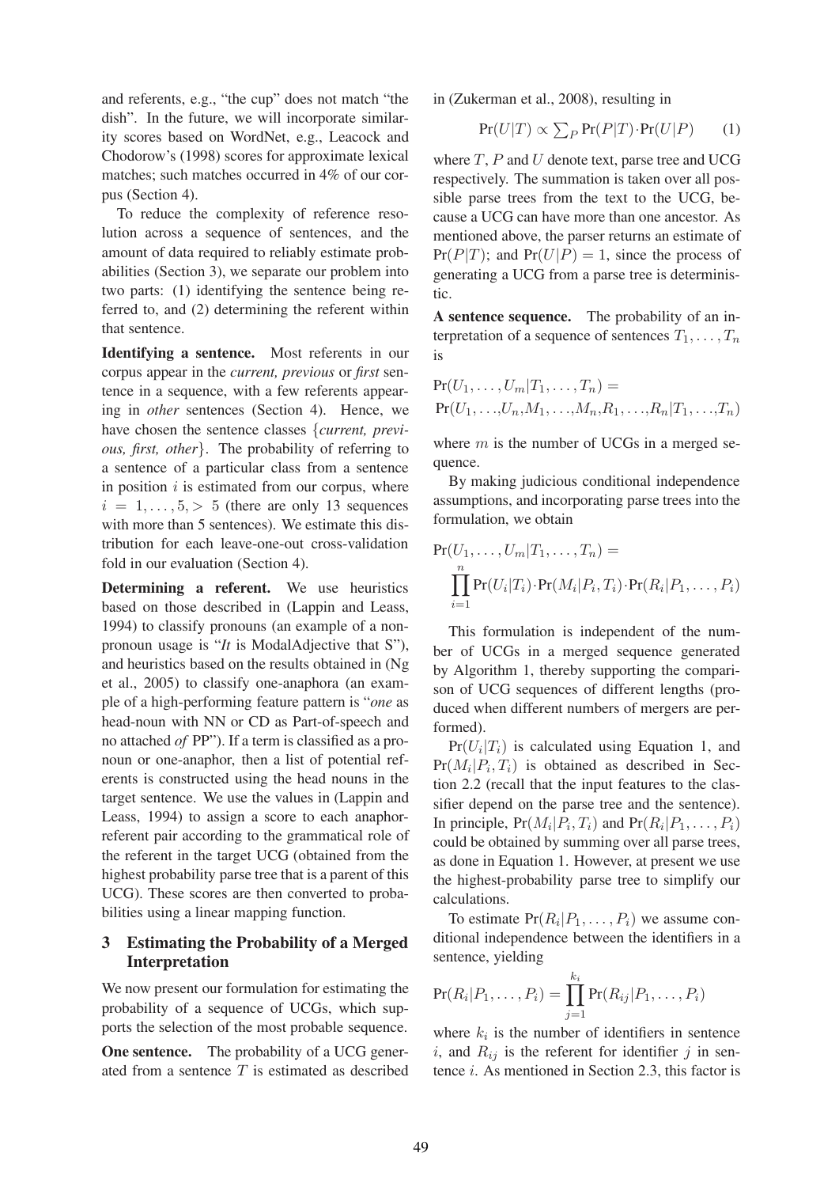and referents, e.g., "the cup" does not match "the dish". In the future, we will incorporate similarity scores based on WordNet, e.g., Leacock and Chodorow's (1998) scores for approximate lexical matches; such matches occurred in 4% of our corpus (Section 4).

To reduce the complexity of reference resolution across a sequence of sentences, and the amount of data required to reliably estimate probabilities (Section 3), we separate our problem into two parts: (1) identifying the sentence being referred to, and (2) determining the referent within that sentence.

**Identifying a sentence.** Most referents in our corpus appear in the *current, previous* or *first* sentence in a sequence, with a few referents appearing in *other* sentences (Section 4). Hence, we have chosen the sentence classes {*current, previous, first, other*}. The probability of referring to a sentence of a particular class from a sentence in position $i$ is estimated from our corpus, where $i = 1, \ldots, 5, > 5$ (there are only 13 sequences with more than 5 sentences). We estimate this distribution for each leave-one-out cross-validation fold in our evaluation (Section 4).

**Determining a referent.** We use heuristics based on those described in (Lappin and Leass, 1994) to classify pronouns (an example of a non-pronoun usage is "*It* is ModalAdjective that S"), and heuristics based on the results obtained in (Ng et al., 2005) to classify one-anaphora (an example of a high-performing feature pattern is "*one* as head-noun with NN or CD as Part-of-speech and no attached *of* PP"). If a term is classified as a pronoun or one-anaphor, then a list of potential referents is constructed using the head nouns in the target sentence. We use the values in (Lappin and Leass, 1994) to assign a score to each anaphor-referent pair according to the grammatical role of the referent in the target UCG (obtained from the highest probability parse tree that is a parent of this UCG). These scores are then converted to probabilities using a linear mapping function.

## 3 Estimating the Probability of a Merged Interpretation

We now present our formulation for estimating the probability of a sequence of UCGs, which supports the selection of the most probable sequence.

**One sentence.** The probability of a UCG generated from a sentence $T$ is estimated as described in (Zukerman et al., 2008), resulting in

$$\Pr(U|T) \propto \textstyle\sum_P \Pr(P|T) \cdot \Pr(U|P) \qquad (1)$$

where $T$, $P$ and $U$ denote text, parse tree and UCG respectively. The summation is taken over all possible parse trees from the text to the UCG, because a UCG can have more than one ancestor. As mentioned above, the parser returns an estimate of $\Pr(P|T)$; and $\Pr(U|P) = 1$, since the process of generating a UCG from a parse tree is deterministic.

**A sentence sequence.** The probability of an interpretation of a sequence of sentences $T_1, \ldots, T_n$ is

$$\Pr(U_1, \ldots, U_m | T_1, \ldots, T_n) = \Pr(U_1, \ldots, U_n, M_1, \ldots, M_n, R_1, \ldots, R_n | T_1, \ldots, T_n)$$

where $m$ is the number of UCGs in a merged sequence.

By making judicious conditional independence assumptions, and incorporating parse trees into the formulation, we obtain

$$\Pr(U_1, \ldots, U_m | T_1, \ldots, T_n) = \prod_{i=1}^{n} \Pr(U_i|T_i) \cdot \Pr(M_i|P_i, T_i) \cdot \Pr(R_i|P_1, \ldots, P_i)$$

This formulation is independent of the number of UCGs in a merged sequence generated by Algorithm 1, thereby supporting the comparison of UCG sequences of different lengths (produced when different numbers of mergers are performed).

$\Pr(U_i|T_i)$ is calculated using Equation 1, and $\Pr(M_i|P_i, T_i)$ is obtained as described in Section 2.2 (recall that the input features to the classifier depend on the parse tree and the sentence). In principle, $\Pr(M_i|P_i, T_i)$ and $\Pr(R_i|P_1, \ldots, P_i)$ could be obtained by summing over all parse trees, as done in Equation 1. However, at present we use the highest-probability parse tree to simplify our calculations.

To estimate $\Pr(R_i|P_1, \ldots, P_i)$ we assume conditional independence between the identifiers in a sentence, yielding

$$\Pr(R_i|P_1, \ldots, P_i) = \prod_{j=1}^{k_i} \Pr(R_{ij}|P_1, \ldots, P_i)$$

where $k_i$ is the number of identifiers in sentence $i$, and $R_{ij}$ is the referent for identifier $j$ in sentence $i$. As mentioned in Section 2.3, this factor is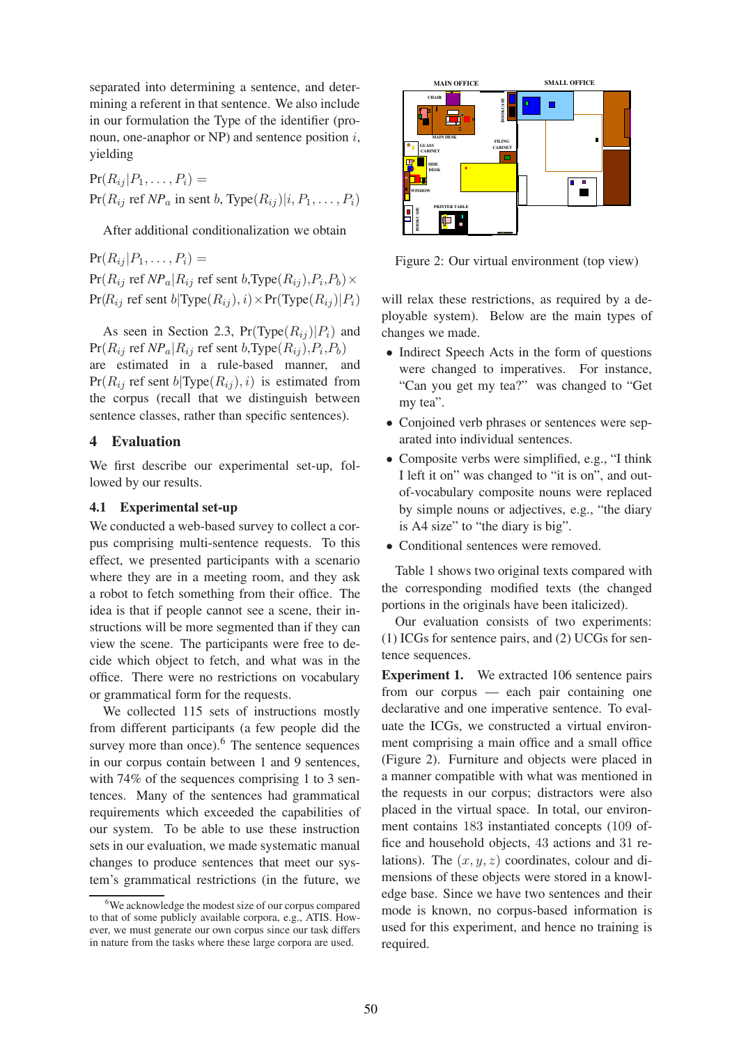separated into determining a sentence, and determining a referent in that sentence. We also include in our formulation the Type of the identifier (pronoun, one-anaphor or NP) and sentence position $i$, yielding

$$\Pr(R_{ij}|P_1,\ldots,P_i) =$$
$$\Pr(R_{ij} \text{ ref } NP_a \text{ in sent } b, \text{Type}(R_{ij})|i, P_1,\ldots,P_i)$$

After additional conditionalization we obtain

$$\Pr(R_{ij}|P_1,\ldots,P_i) =$$
$$\Pr(R_{ij} \text{ ref } NP_a|R_{ij} \text{ ref sent } b, \text{Type}(R_{ij}), P_i, P_b) \times$$
$$\Pr(R_{ij} \text{ ref sent } b|\text{Type}(R_{ij}), i) \times \Pr(\text{Type}(R_{ij})|P_i)$$

As seen in Section 2.3, $\Pr(\text{Type}(R_{ij})|P_i)$ and $\Pr(R_{ij} \text{ ref } NP_a|R_{ij} \text{ ref sent } b, \text{Type}(R_{ij}), P_i, P_b)$ are estimated in a rule-based manner, and $\Pr(R_{ij} \text{ ref sent } b|\text{Type}(R_{ij}), i)$ is estimated from the corpus (recall that we distinguish between sentence classes, rather than specific sentences).

## 4 Evaluation

We first describe our experimental set-up, followed by our results.

### 4.1 Experimental set-up

We conducted a web-based survey to collect a corpus comprising multi-sentence requests. To this effect, we presented participants with a scenario where they are in a meeting room, and they ask a robot to fetch something from their office. The idea is that if people cannot see a scene, their instructions will be more segmented than if they can view the scene. The participants were free to decide which object to fetch, and what was in the office. There were no restrictions on vocabulary or grammatical form for the requests.

We collected 115 sets of instructions mostly from different participants (a few people did the survey more than once).[6] The sentence sequences in our corpus contain between 1 and 9 sentences, with 74% of the sequences comprising 1 to 3 sentences. Many of the sentences had grammatical requirements which exceeded the capabilities of our system. To be able to use these instruction sets in our evaluation, we made systematic manual changes to produce sentences that meet our system's grammatical restrictions (in the future, we will relax these restrictions, as required by a deployable system). Below are the main types of changes we made.

- Indirect Speech Acts in the form of questions were changed to imperatives. For instance, "Can you get my tea?" was changed to "Get my tea".
- Conjoined verb phrases or sentences were separated into individual sentences.
- Composite verbs were simplified, e.g., "I think I left it on" was changed to "it is on", and out-of-vocabulary composite nouns were replaced by simple nouns or adjectives, e.g., "the diary is A4 size" to "the diary is big".
- Conditional sentences were removed.

Table 1 shows two original texts compared with the corresponding modified texts (the changed portions in the originals have been italicized).

Our evaluation consists of two experiments: (1) ICGs for sentence pairs, and (2) UCGs for sentence sequences.

**Experiment 1.** We extracted 106 sentence pairs from our corpus — each pair containing one declarative and one imperative sentence. To evaluate the ICGs, we constructed a virtual environment comprising a main office and a small office (Figure 2). Furniture and objects were placed in a manner compatible with what was mentioned in the requests in our corpus; distractors were also placed in the virtual space. In total, our environment contains 183 instantiated concepts (109 office and household objects, 43 actions and 31 relations). The $(x, y, z)$ coordinates, colour and dimensions of these objects were stored in a knowledge base. Since we have two sentences and their mode is known, no corpus-based information is used for this experiment, and hence no training is required.

Figure 2: Our virtual environment (top view)

[6] We acknowledge the modest size of our corpus compared to that of some publicly available corpora, e.g., ATIS. However, we must generate our own corpus since our task differs in nature from the tasks where these large corpora are used.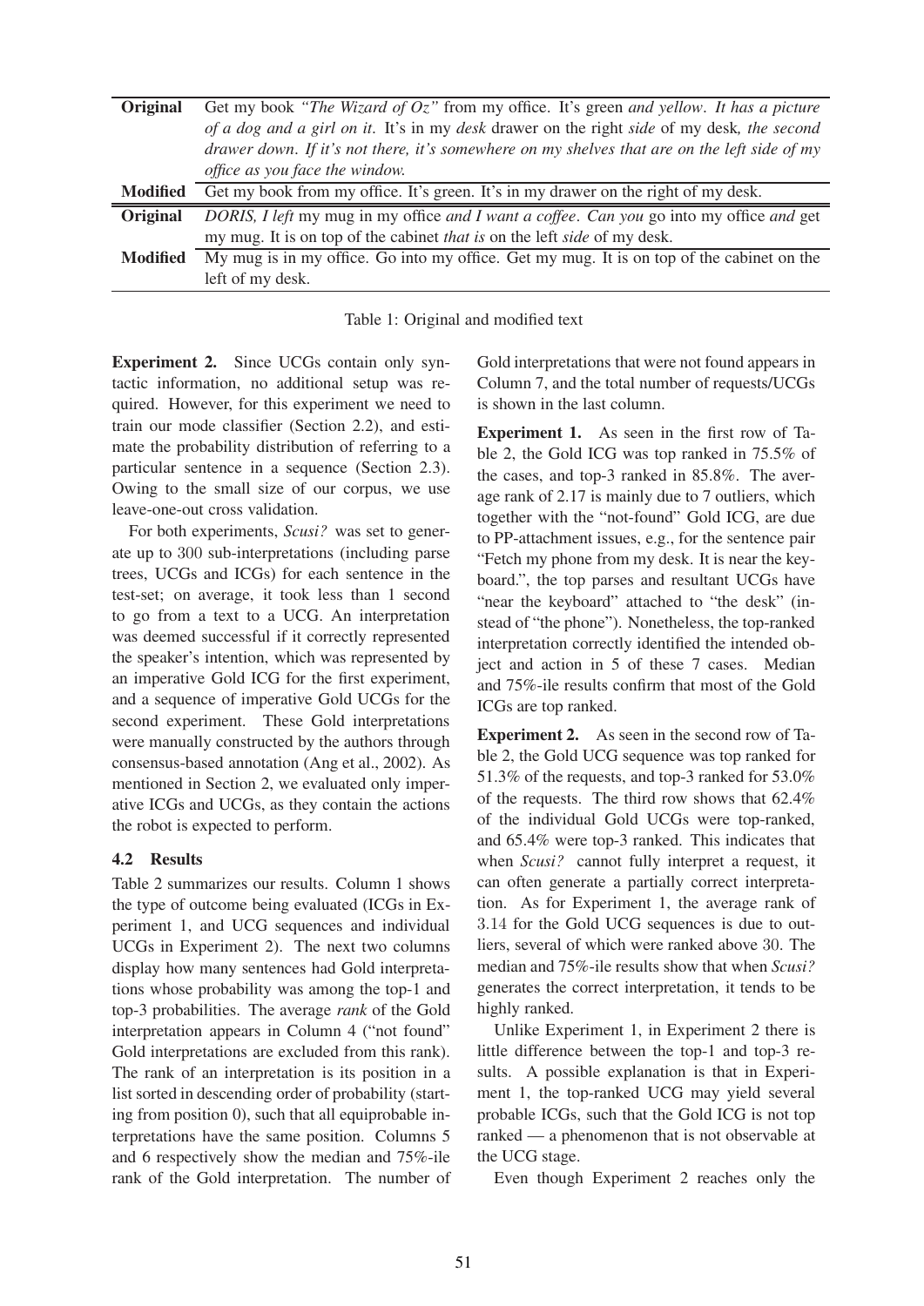| | |
|---|---|
| **Original** | Get my book *"The Wizard of Oz"* from my office. It's green *and yellow*. *It has a picture of a dog and a girl on it*. It's in my *desk* drawer on the right *side* of my desk*, the second drawer down*. *If it's not there, it's somewhere on my shelves that are on the left side of my office as you face the window.* |
| **Modified** | Get my book from my office. It's green. It's in my drawer on the right of my desk. |
| **Original** | *DORIS, I left* my mug in my office *and I want a coffee*. *Can you* go into my office *and* get my mug. It is on top of the cabinet *that is* on the left *side* of my desk. |
| **Modified** | My mug is in my office. Go into my office. Get my mug. It is on top of the cabinet on the left of my desk. |

Table 1: Original and modified text

**Experiment 2.** Since UCGs contain only syntactic information, no additional setup was required. However, for this experiment we need to train our mode classifier (Section 2.2), and estimate the probability distribution of referring to a particular sentence in a sequence (Section 2.3). Owing to the small size of our corpus, we use leave-one-out cross validation.

For both experiments, *Scusi?* was set to generate up to 300 sub-interpretations (including parse trees, UCGs and ICGs) for each sentence in the test-set; on average, it took less than 1 second to go from a text to a UCG. An interpretation was deemed successful if it correctly represented the speaker's intention, which was represented by an imperative Gold ICG for the first experiment, and a sequence of imperative Gold UCGs for the second experiment. These Gold interpretations were manually constructed by the authors through consensus-based annotation (Ang et al., 2002). As mentioned in Section 2, we evaluated only imperative ICGs and UCGs, as they contain the actions the robot is expected to perform.

### 4.2 Results

Table 2 summarizes our results. Column 1 shows the type of outcome being evaluated (ICGs in Experiment 1, and UCG sequences and individual UCGs in Experiment 2). The next two columns display how many sentences had Gold interpretations whose probability was among the top-1 and top-3 probabilities. The average *rank* of the Gold interpretation appears in Column 4 ("not found" Gold interpretations are excluded from this rank). The rank of an interpretation is its position in a list sorted in descending order of probability (starting from position 0), such that all equiprobable interpretations have the same position. Columns 5 and 6 respectively show the median and 75%-ile rank of the Gold interpretation. The number of Gold interpretations that were not found appears in Column 7, and the total number of requests/UCGs is shown in the last column.

**Experiment 1.** As seen in the first row of Table 2, the Gold ICG was top ranked in 75.5% of the cases, and top-3 ranked in 85.8%. The average rank of 2.17 is mainly due to 7 outliers, which together with the "not-found" Gold ICG, are due to PP-attachment issues, e.g., for the sentence pair "Fetch my phone from my desk. It is near the keyboard.", the top parses and resultant UCGs have "near the keyboard" attached to "the desk" (instead of "the phone"). Nonetheless, the top-ranked interpretation correctly identified the intended object and action in 5 of these 7 cases. Median and 75%-ile results confirm that most of the Gold ICGs are top ranked.

**Experiment 2.** As seen in the second row of Table 2, the Gold UCG sequence was top ranked for 51.3% of the requests, and top-3 ranked for 53.0% of the requests. The third row shows that 62.4% of the individual Gold UCGs were top-ranked, and 65.4% were top-3 ranked. This indicates that when *Scusi?* cannot fully interpret a request, it can often generate a partially correct interpretation. As for Experiment 1, the average rank of 3.14 for the Gold UCG sequences is due to outliers, several of which were ranked above 30. The median and 75%-ile results show that when *Scusi?* generates the correct interpretation, it tends to be highly ranked.

Unlike Experiment 1, in Experiment 2 there is little difference between the top-1 and top-3 results. A possible explanation is that in Experiment 1, the top-ranked UCG may yield several probable ICGs, such that the Gold ICG is not top ranked — a phenomenon that is not observable at the UCG stage.

Even though Experiment 2 reaches only the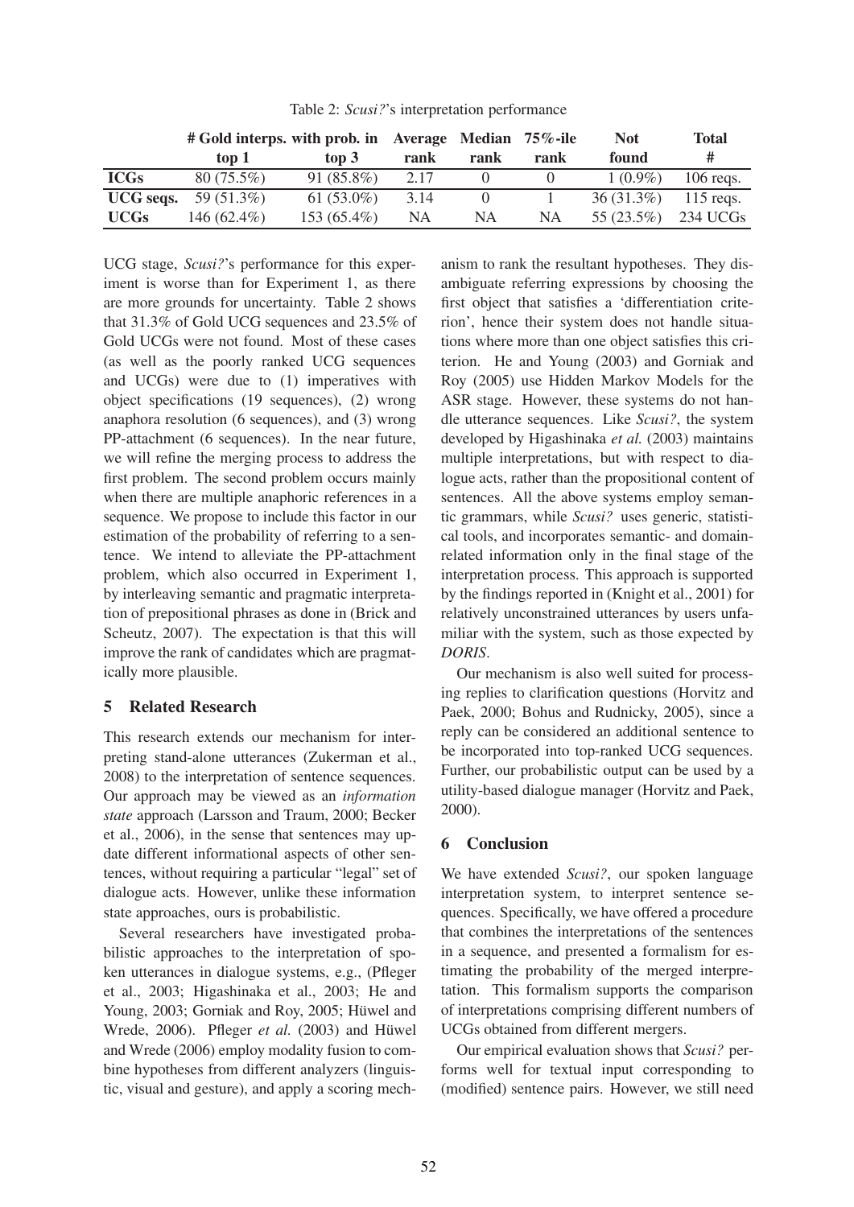Table 2: *Scusi?*'s interpretation performance

| | # Gold interps. with prob. in top 1 | top 3 | Average rank | Median rank | 75%-ile rank | Not found | Total # |
|---|---|---|---|---|---|---|---|
| **ICGs** | 80 (75.5%) | 91 (85.8%) | 2.17 | 0 | 0 | 1 (0.9%) | 106 reqs. |
| **UCG seqs.** | 59 (51.3%) | 61 (53.0%) | 3.14 | 0 | 1 | 36 (31.3%) | 115 reqs. |
| **UCGs** | 146 (62.4%) | 153 (65.4%) | NA | NA | NA | 55 (23.5%) | 234 UCGs |

UCG stage, *Scusi?*'s performance for this experiment is worse than for Experiment 1, as there are more grounds for uncertainty. Table 2 shows that 31.3% of Gold UCG sequences and 23.5% of Gold UCGs were not found. Most of these cases (as well as the poorly ranked UCG sequences and UCGs) were due to (1) imperatives with object specifications (19 sequences), (2) wrong anaphora resolution (6 sequences), and (3) wrong PP-attachment (6 sequences). In the near future, we will refine the merging process to address the first problem. The second problem occurs mainly when there are multiple anaphoric references in a sequence. We propose to include this factor in our estimation of the probability of referring to a sentence. We intend to alleviate the PP-attachment problem, which also occurred in Experiment 1, by interleaving semantic and pragmatic interpretation of prepositional phrases as done in (Brick and Scheutz, 2007). The expectation is that this will improve the rank of candidates which are pragmatically more plausible.

## 5 Related Research

This research extends our mechanism for interpreting stand-alone utterances (Zukerman et al., 2008) to the interpretation of sentence sequences. Our approach may be viewed as an *information state* approach (Larsson and Traum, 2000; Becker et al., 2006), in the sense that sentences may update different informational aspects of other sentences, without requiring a particular "legal" set of dialogue acts. However, unlike these information state approaches, ours is probabilistic.

Several researchers have investigated probabilistic approaches to the interpretation of spoken utterances in dialogue systems, e.g., (Pfleger et al., 2003; Higashinaka et al., 2003; He and Young, 2003; Gorniak and Roy, 2005; Hüwel and Wrede, 2006). Pfleger *et al.* (2003) and Hüwel and Wrede (2006) employ modality fusion to combine hypotheses from different analyzers (linguistic, visual and gesture), and apply a scoring mechanism to rank the resultant hypotheses. They disambiguate referring expressions by choosing the first object that satisfies a 'differentiation criterion', hence their system does not handle situations where more than one object satisfies this criterion. He and Young (2003) and Gorniak and Roy (2005) use Hidden Markov Models for the ASR stage. However, these systems do not handle utterance sequences. Like *Scusi?*, the system developed by Higashinaka *et al.* (2003) maintains multiple interpretations, but with respect to dialogue acts, rather than the propositional content of sentences. All the above systems employ semantic grammars, while *Scusi?* uses generic, statistical tools, and incorporates semantic- and domain-related information only in the final stage of the interpretation process. This approach is supported by the findings reported in (Knight et al., 2001) for relatively unconstrained utterances by users unfamiliar with the system, such as those expected by *DORIS*.

Our mechanism is also well suited for processing replies to clarification questions (Horvitz and Paek, 2000; Bohus and Rudnicky, 2005), since a reply can be considered an additional sentence to be incorporated into top-ranked UCG sequences. Further, our probabilistic output can be used by a utility-based dialogue manager (Horvitz and Paek, 2000).

## 6 Conclusion

We have extended *Scusi?*, our spoken language interpretation system, to interpret sentence sequences. Specifically, we have offered a procedure that combines the interpretations of the sentences in a sequence, and presented a formalism for estimating the probability of the merged interpretation. This formalism supports the comparison of interpretations comprising different numbers of UCGs obtained from different mergers.

Our empirical evaluation shows that *Scusi?* performs well for textual input corresponding to (modified) sentence pairs. However, we still need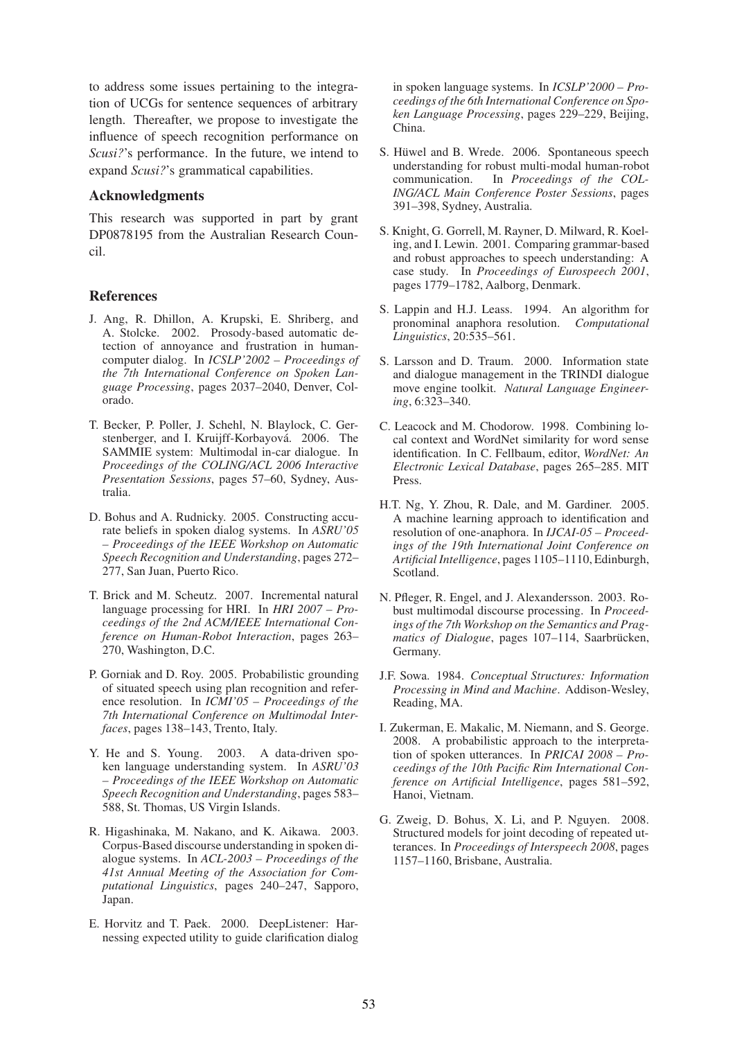to address some issues pertaining to the integration of UCGs for sentence sequences of arbitrary length. Thereafter, we propose to investigate the influence of speech recognition performance on *Scusi?*'s performance. In the future, we intend to expand *Scusi?*'s grammatical capabilities.

## Acknowledgments

This research was supported in part by grant DP0878195 from the Australian Research Council.

## References

J. Ang, R. Dhillon, A. Krupski, E. Shriberg, and A. Stolcke. 2002. Prosody-based automatic detection of annoyance and frustration in human-computer dialog. In *ICSLP'2002 – Proceedings of the 7th International Conference on Spoken Language Processing*, pages 2037–2040, Denver, Colorado.

T. Becker, P. Poller, J. Schehl, N. Blaylock, C. Gerstenberger, and I. Kruijff-Korbayová. 2006. The SAMMIE system: Multimodal in-car dialogue. In *Proceedings of the COLING/ACL 2006 Interactive Presentation Sessions*, pages 57–60, Sydney, Australia.

D. Bohus and A. Rudnicky. 2005. Constructing accurate beliefs in spoken dialog systems. In *ASRU'05 – Proceedings of the IEEE Workshop on Automatic Speech Recognition and Understanding*, pages 272–277, San Juan, Puerto Rico.

T. Brick and M. Scheutz. 2007. Incremental natural language processing for HRI. In *HRI 2007 – Proceedings of the 2nd ACM/IEEE International Conference on Human-Robot Interaction*, pages 263–270, Washington, D.C.

P. Gorniak and D. Roy. 2005. Probabilistic grounding of situated speech using plan recognition and reference resolution. In *ICMI'05 – Proceedings of the 7th International Conference on Multimodal Interfaces*, pages 138–143, Trento, Italy.

Y. He and S. Young. 2003. A data-driven spoken language understanding system. In *ASRU'03 – Proceedings of the IEEE Workshop on Automatic Speech Recognition and Understanding*, pages 583–588, St. Thomas, US Virgin Islands.

R. Higashinaka, M. Nakano, and K. Aikawa. 2003. Corpus-Based discourse understanding in spoken dialogue systems. In *ACL-2003 – Proceedings of the 41st Annual Meeting of the Association for Computational Linguistics*, pages 240–247, Sapporo, Japan.

E. Horvitz and T. Paek. 2000. DeepListener: Harnessing expected utility to guide clarification dialog in spoken language systems. In *ICSLP'2000 – Proceedings of the 6th International Conference on Spoken Language Processing*, pages 229–229, Beijing, China.

S. Hüwel and B. Wrede. 2006. Spontaneous speech understanding for robust multi-modal human-robot communication. In *Proceedings of the COLING/ACL Main Conference Poster Sessions*, pages 391–398, Sydney, Australia.

S. Knight, G. Gorrell, M. Rayner, D. Milward, R. Koeling, and I. Lewin. 2001. Comparing grammar-based and robust approaches to speech understanding: A case study. In *Proceedings of Eurospeech 2001*, pages 1779–1782, Aalborg, Denmark.

S. Lappin and H.J. Leass. 1994. An algorithm for pronominal anaphora resolution. *Computational Linguistics*, 20:535–561.

S. Larsson and D. Traum. 2000. Information state and dialogue management in the TRINDI dialogue move engine toolkit. *Natural Language Engineering*, 6:323–340.

C. Leacock and M. Chodorow. 1998. Combining local context and WordNet similarity for word sense identification. In C. Fellbaum, editor, *WordNet: An Electronic Lexical Database*, pages 265–285. MIT Press.

H.T. Ng, Y. Zhou, R. Dale, and M. Gardiner. 2005. A machine learning approach to identification and resolution of one-anaphora. In *IJCAI-05 – Proceedings of the 19th International Joint Conference on Artificial Intelligence*, pages 1105–1110, Edinburgh, Scotland.

N. Pfleger, R. Engel, and J. Alexandersson. 2003. Robust multimodal discourse processing. In *Proceedings of the 7th Workshop on the Semantics and Pragmatics of Dialogue*, pages 107–114, Saarbrücken, Germany.

J.F. Sowa. 1984. *Conceptual Structures: Information Processing in Mind and Machine*. Addison-Wesley, Reading, MA.

I. Zukerman, E. Makalic, M. Niemann, and S. George. 2008. A probabilistic approach to the interpretation of spoken utterances. In *PRICAI 2008 – Proceedings of the 10th Pacific Rim International Conference on Artificial Intelligence*, pages 581–592, Hanoi, Vietnam.

G. Zweig, D. Bohus, X. Li, and P. Nguyen. 2008. Structured models for joint decoding of repeated utterances. In *Proceedings of Interspeech 2008*, pages 1157–1160, Brisbane, Australia.